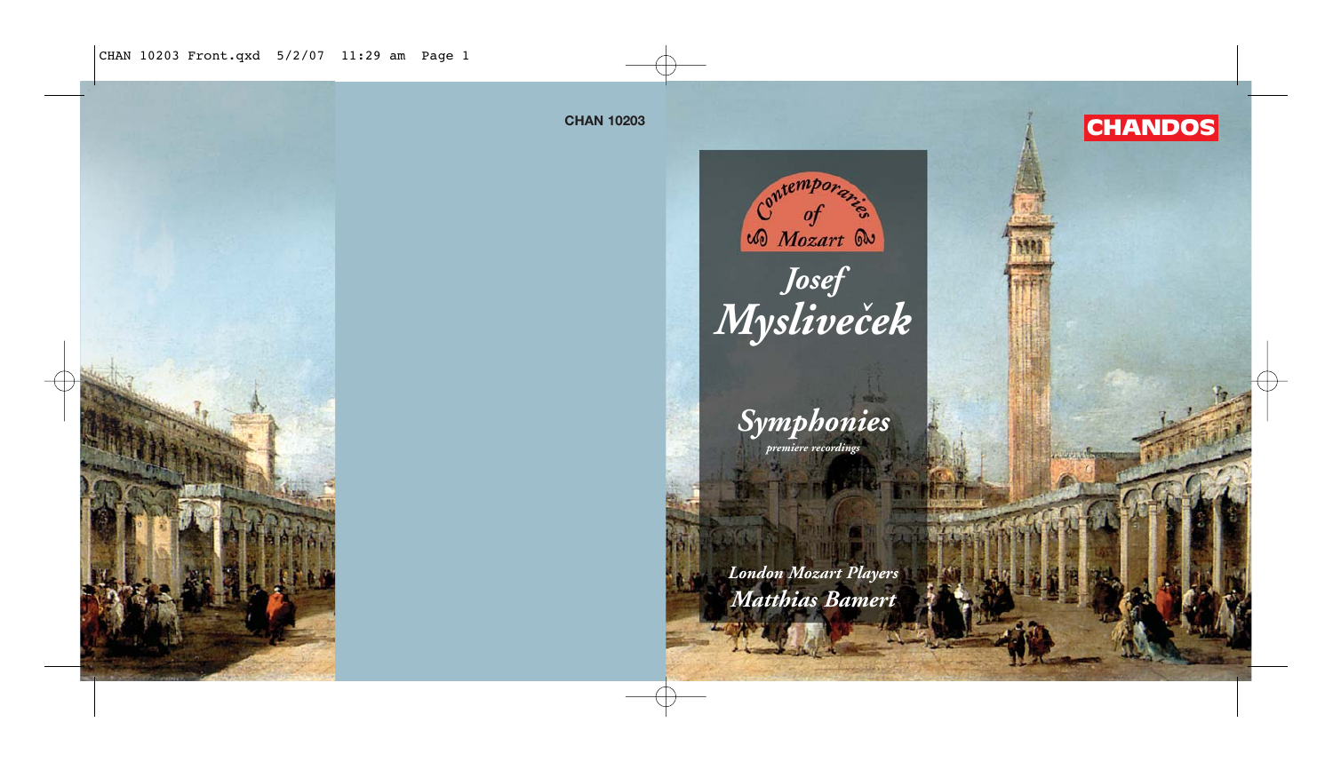CHAN 10203

CHANDOS

Contemporaries of Mozart

# Josef Mysliveček

## Symphonies

*premiere recordings*

*London Mozart Players*

*Matthias Bamert*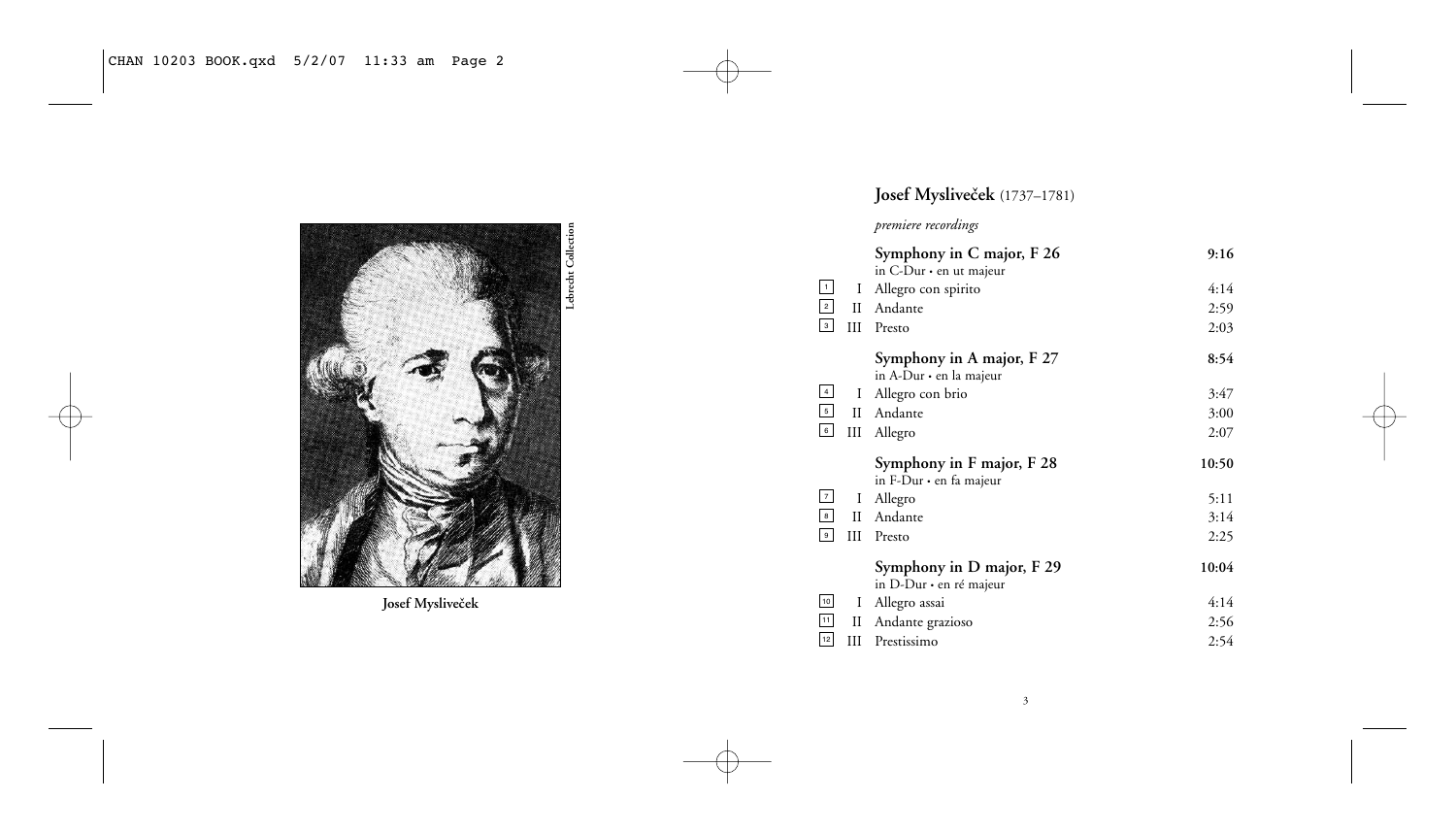Lebrecht Collection

Josef Mysliveček

## Josef Mysliveček (1737–1781)

*premiere recordings*

| | | | |
|---|---|---|---|
| | | **Symphony in C major, F 26**<br>in C-Dur • en ut majeur | **9:16** |
| 1 | I | Allegro con spirito | 4:14 |
| 2 | II | Andante | 2:59 |
| 3 | III | Presto | 2:03 |
| | | **Symphony in A major, F 27**<br>in A-Dur • en la majeur | **8:54** |
| 4 | I | Allegro con brio | 3:47 |
| 5 | II | Andante | 3:00 |
| 6 | III | Allegro | 2:07 |
| | | **Symphony in F major, F 28**<br>in F-Dur • en fa majeur | **10:50** |
| 7 | I | Allegro | 5:11 |
| 8 | II | Andante | 3:14 |
| 9 | III | Presto | 2:25 |
| | | **Symphony in D major, F 29**<br>in D-Dur • en ré majeur | **10:04** |
| 10 | I | Allegro assai | 4:14 |
| 11 | II | Andante grazioso | 2:56 |
| 12 | III | Prestissimo | 2:54 |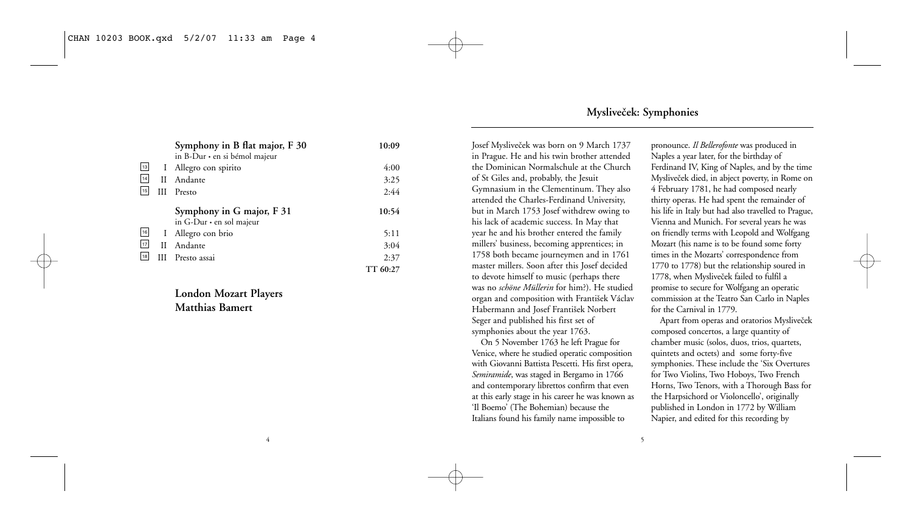| | | | |
|---|---|---|---|
| | | **Symphony in B flat major, F 30** | **10:09** |
| | | in B-Dur • en si bémol majeur | |
| 13 | I | Allegro con spirito | 4:00 |
| 14 | II | Andante | 3:25 |
| 15 | III | Presto | 2:44 |
| | | **Symphony in G major, F 31** | **10:54** |
| | | in G-Dur • en sol majeur | |
| 16 | I | Allegro con brio | 5:11 |
| 17 | II | Andante | 3:04 |
| 18 | III | Presto assai | 2:37 |
| | | | **TT 60:27** |

**London Mozart Players**
**Matthias Bamert**

## Mysliveček: Symphonies

Josef Mysliveček was born on 9 March 1737 in Prague. He and his twin brother attended the Dominican Normalschule at the Church of St Giles and, probably, the Jesuit Gymnasium in the Clementinum. They also attended the Charles-Ferdinand University, but in March 1753 Josef withdrew owing to his lack of academic success. In May that year he and his brother entered the family millers' business, becoming apprentices; in 1758 both became journeymen and in 1761 master millers. Soon after this Josef decided to devote himself to music (perhaps there was no *schöne Müllerin* for him?). He studied organ and composition with František Václav Habermann and Josef František Norbert Seger and published his first set of symphonies about the year 1763.

On 5 November 1763 he left Prague for Venice, where he studied operatic composition with Giovanni Battista Pescetti. His first opera, *Semiramide*, was staged in Bergamo in 1766 and contemporary librettos confirm that even at this early stage in his career he was known as 'Il Boemo' (The Bohemian) because the Italians found his family name impossible to pronounce. *Il Bellerofonte* was produced in Naples a year later, for the birthday of Ferdinand IV, King of Naples, and by the time Mysliveček died, in abject poverty, in Rome on 4 February 1781, he had composed nearly thirty operas. He had spent the remainder of his life in Italy but had also travelled to Prague, Vienna and Munich. For several years he was on friendly terms with Leopold and Wolfgang Mozart (his name is to be found some forty times in the Mozarts' correspondence from 1770 to 1778) but the relationship soured in 1778, when Mysliveček failed to fulfil a promise to secure for Wolfgang an operatic commission at the Teatro San Carlo in Naples for the Carnival in 1779.

Apart from operas and oratorios Mysliveček composed concertos, a large quantity of chamber music (solos, duos, trios, quartets, quintets and octets) and some forty-five symphonies. These include the 'Six Overtures for Two Violins, Two Hoboys, Two French Horns, Two Tenors, with a Thorough Bass for the Harpsichord or Violoncello', originally published in London in 1772 by William Napier, and edited for this recording by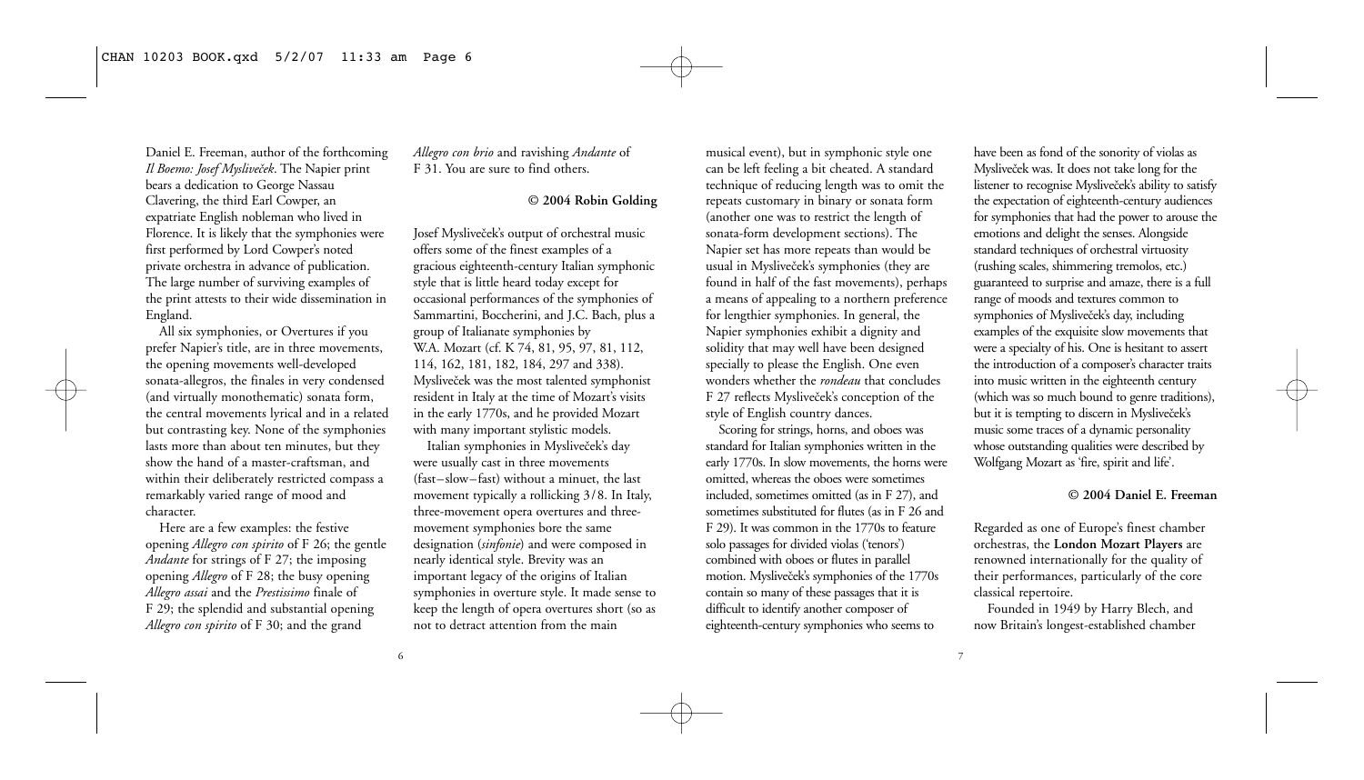Daniel E. Freeman, author of the forthcoming *Il Boemo: Josef Mysliveček*. The Napier print bears a dedication to George Nassau Clavering, the third Earl Cowper, an expatriate English nobleman who lived in Florence. It is likely that the symphonies were first performed by Lord Cowper's noted private orchestra in advance of publication. The large number of surviving examples of the print attests to their wide dissemination in England.

All six symphonies, or Overtures if you prefer Napier's title, are in three movements, the opening movements well-developed sonata-allegros, the finales in very condensed (and virtually monothematic) sonata form, the central movements lyrical and in a related but contrasting key. None of the symphonies lasts more than about ten minutes, but they show the hand of a master-craftsman, and within their deliberately restricted compass a remarkably varied range of mood and character.

Here are a few examples: the festive opening *Allegro con spirito* of F 26; the gentle *Andante* for strings of F 27; the imposing opening *Allegro* of F 28; the busy opening *Allegro assai* and the *Prestissimo* finale of F 29; the splendid and substantial opening *Allegro con spirito* of F 30; and the grand *Allegro con brio* and ravishing *Andante* of F 31. You are sure to find others.

**© 2004 Robin Golding**

Josef Mysliveček's output of orchestral music offers some of the finest examples of a gracious eighteenth-century Italian symphonic style that is little heard today except for occasional performances of the symphonies of Sammartini, Boccherini, and J.C. Bach, plus a group of Italianate symphonies by W.A. Mozart (cf. K 74, 81, 95, 97, 81, 112, 114, 162, 181, 182, 184, 297 and 338). Mysliveček was the most talented symphonist resident in Italy at the time of Mozart's visits in the early 1770s, and he provided Mozart with many important stylistic models.

Italian symphonies in Mysliveček's day were usually cast in three movements (fast–slow–fast) without a minuet, the last movement typically a rollicking 3/8. In Italy, three-movement opera overtures and three-movement symphonies bore the same designation (*sinfonie*) and were composed in nearly identical style. Brevity was an important legacy of the origins of Italian symphonies in overture style. It made sense to keep the length of opera overtures short (so as not to detract attention from the main musical event), but in symphonic style one can be left feeling a bit cheated. A standard technique of reducing length was to omit the repeats customary in binary or sonata form (another one was to restrict the length of sonata-form development sections). The Napier set has more repeats than would be usual in Mysliveček's symphonies (they are found in half of the fast movements), perhaps a means of appealing to a northern preference for lengthier symphonies. In general, the Napier symphonies exhibit a dignity and solidity that may well have been designed specially to please the English. One even wonders whether the *rondeau* that concludes F 27 reflects Mysliveček's conception of the style of English country dances.

Scoring for strings, horns, and oboes was standard for Italian symphonies written in the early 1770s. In slow movements, the horns were omitted, whereas the oboes were sometimes included, sometimes omitted (as in F 27), and sometimes substituted for flutes (as in F 26 and F 29). It was common in the 1770s to feature solo passages for divided violas ('tenors') combined with oboes or flutes in parallel motion. Mysliveček's symphonies of the 1770s contain so many of these passages that it is difficult to identify another composer of eighteenth-century symphonies who seems to have been as fond of the sonority of violas as Mysliveček was. It does not take long for the listener to recognise Mysliveček's ability to satisfy the expectation of eighteenth-century audiences for symphonies that had the power to arouse the emotions and delight the senses. Alongside standard techniques of orchestral virtuosity (rushing scales, shimmering tremolos, etc.) guaranteed to surprise and amaze, there is a full range of moods and textures common to symphonies of Mysliveček's day, including examples of the exquisite slow movements that were a specialty of his. One is hesitant to assert the introduction of a composer's character traits into music written in the eighteenth century (which was so much bound to genre traditions), but it is tempting to discern in Mysliveček's music some traces of a dynamic personality whose outstanding qualities were described by Wolfgang Mozart as 'fire, spirit and life'.

**© 2004 Daniel E. Freeman**

Regarded as one of Europe's finest chamber orchestras, the **London Mozart Players** are renowned internationally for the quality of their performances, particularly of the core classical repertoire.

Founded in 1949 by Harry Blech, and now Britain's longest-established chamber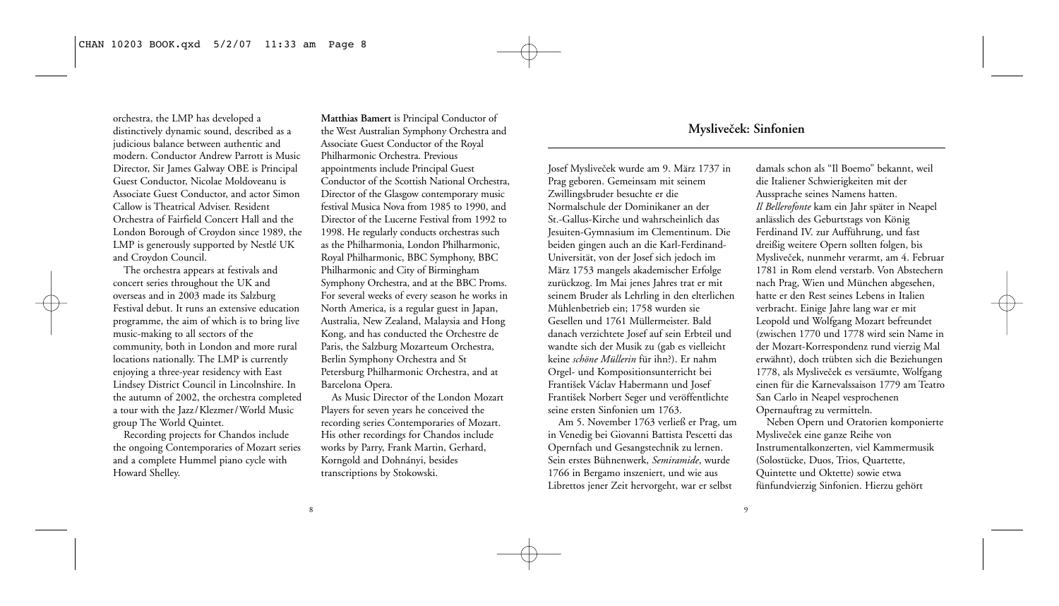orchestra, the LMP has developed a distinctively dynamic sound, described as a judicious balance between authentic and modern. Conductor Andrew Parrott is Music Director, Sir James Galway OBE is Principal Guest Conductor, Nicolae Moldoveanu is Associate Guest Conductor, and actor Simon Callow is Theatrical Adviser. Resident Orchestra of Fairfield Concert Hall and the London Borough of Croydon since 1989, the LMP is generously supported by Nestlé UK and Croydon Council.

The orchestra appears at festivals and concert series throughout the UK and overseas and in 2003 made its Salzburg Festival debut. It runs an extensive education programme, the aim of which is to bring live music-making to all sectors of the community, both in London and more rural locations nationally. The LMP is currently enjoying a three-year residency with East Lindsey District Council in Lincolnshire. In the autumn of 2002, the orchestra completed a tour with the Jazz/Klezmer/World Music group The World Quintet.

Recording projects for Chandos include the ongoing Contemporaries of Mozart series and a complete Hummel piano cycle with Howard Shelley.

**Matthias Bamert** is Principal Conductor of the West Australian Symphony Orchestra and Associate Guest Conductor of the Royal Philharmonic Orchestra. Previous appointments include Principal Guest Conductor of the Scottish National Orchestra, Director of the Glasgow contemporary music festival Musica Nova from 1985 to 1990, and Director of the Lucerne Festival from 1992 to 1998. He regularly conducts orchestras such as the Philharmonia, London Philharmonic, Royal Philharmonic, BBC Symphony, BBC Philharmonic and City of Birmingham Symphony Orchestra, and at the BBC Proms. For several weeks of every season he works in North America, is a regular guest in Japan, Australia, New Zealand, Malaysia and Hong Kong, and has conducted the Orchestre de Paris, the Salzburg Mozarteum Orchestra, Berlin Symphony Orchestra and St Petersburg Philharmonic Orchestra, and at Barcelona Opera.

As Music Director of the London Mozart Players for seven years he conceived the recording series Contemporaries of Mozart. His other recordings for Chandos include works by Parry, Frank Martin, Gerhard, Korngold and Dohnányi, besides transcriptions by Stokowski.

## Mysliveček: Sinfonien

Josef Mysliveček wurde am 9. März 1737 in Prag geboren. Gemeinsam mit seinem Zwillingsbruder besuchte er die Normalschule der Dominikaner an der St.-Gallus-Kirche und wahrscheinlich das Jesuiten-Gymnasium im Clementinum. Die beiden gingen auch an die Karl-Ferdinand-Universität, von der Josef sich jedoch im März 1753 mangels akademischer Erfolge zurückzog. Im Mai jenes Jahres trat er mit seinem Bruder als Lehrling in den elterlichen Mühlenbetrieb ein; 1758 wurden sie Gesellen und 1761 Müllermeister. Bald danach verzichtete Josef auf sein Erbteil und wandte sich der Musik zu (gab es vielleicht keine *schöne Müllerin* für ihn?). Er nahm Orgel- und Kompositionsunterricht bei František Václav Habermann und Josef František Norbert Seger und veröffentlichte seine ersten Sinfonien um 1763.

Am 5. November 1763 verließ er Prag, um in Venedig bei Giovanni Battista Pescetti das Opernfach und Gesangstechnik zu lernen. Sein erstes Bühnenwerk, *Semiramide*, wurde 1766 in Bergamo inszeniert, und wie aus Librettos jener Zeit hervorgeht, war er selbst damals schon als "Il Boemo" bekannt, weil die Italiener Schwierigkeiten mit der Aussprache seines Namens hatten. *Il Bellerofonte* kam ein Jahr später in Neapel anlässlich des Geburtstags von König Ferdinand IV. zur Aufführung, und fast dreißig weitere Opern sollten folgen, bis Mysliveček, nunmehr verarmt, am 4. Februar 1781 in Rom elend verstarb. Von Abstechern nach Prag, Wien und München abgesehen, hatte er den Rest seines Lebens in Italien verbracht. Einige Jahre lang war er mit Leopold und Wolfgang Mozart befreundet (zwischen 1770 und 1778 wird sein Name in der Mozart-Korrespondenz rund vierzig Mal erwähnt), doch trübten sich die Beziehungen 1778, als Mysliveček es versäumte, Wolfgang einen für die Karnevalssaison 1779 am Teatro San Carlo in Neapel versprochenen Opernauftrag zu vermitteln.

Neben Opern und Oratorien komponierte Mysliveček eine ganze Reihe von Instrumentalkonzerten, viel Kammermusik (Solostücke, Duos, Trios, Quartette, Quintette und Oktette) sowie etwa fünfundvierzig Sinfonien. Hierzu gehört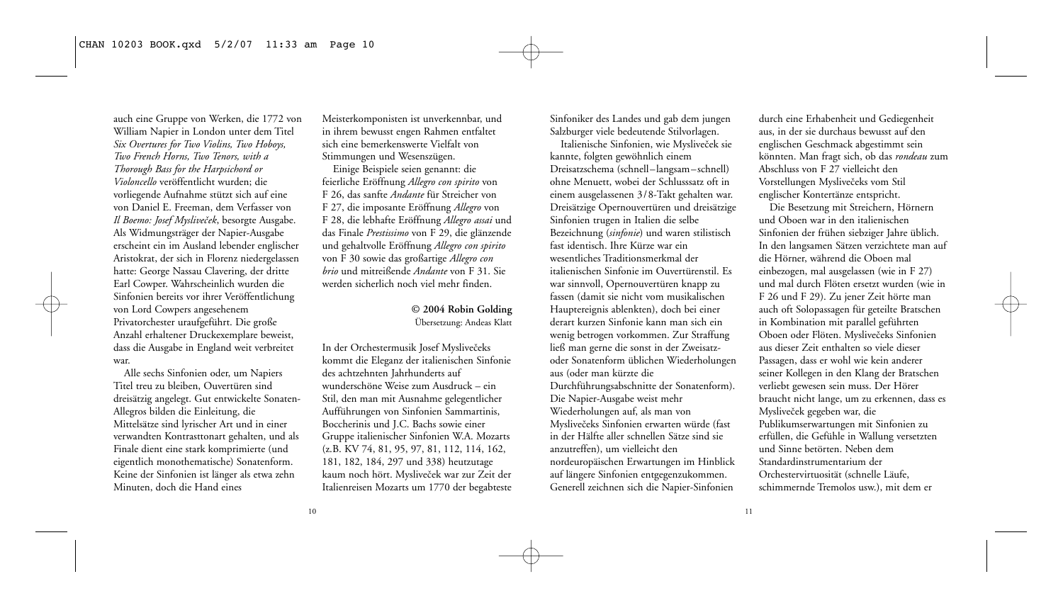auch eine Gruppe von Werken, die 1772 von William Napier in London unter dem Titel *Six Overtures for Two Violins, Two Hoboys, Two French Horns, Two Tenors, with a Thorough Bass for the Harpsichord or Violoncello* veröffentlicht wurden; die vorliegende Aufnahme stützt sich auf eine von Daniel E. Freeman, dem Verfasser von *Il Boemo: Josef Mysliveček*, besorgte Ausgabe. Als Widmungsträger der Napier-Ausgabe erscheint ein im Ausland lebender englischer Aristokrat, der sich in Florenz niedergelassen hatte: George Nassau Clavering, der dritte Earl Cowper. Wahrscheinlich wurden die Sinfonien bereits vor ihrer Veröffentlichung von Lord Cowpers angesehenem Privatorchester uraufgeführt. Die große Anzahl erhaltener Druckexemplare beweist, dass die Ausgabe in England weit verbreitet war.

Alle sechs Sinfonien oder, um Napiers Titel treu zu bleiben, Ouvertüren sind dreisätzig angelegt. Gut entwickelte Sonaten-Allegros bilden die Einleitung, die Mittelsätze sind lyrischer Art und in einer verwandten Kontrasttonart gehalten, und als Finale dient eine stark komprimierte (und eigentlich monothematische) Sonatenform. Keine der Sinfonien ist länger als etwa zehn Minuten, doch die Hand eines Meisterkomponisten ist unverkennbar, und in ihrem bewusst engen Rahmen entfaltet sich eine bemerkenswerte Vielfalt von Stimmungen und Wesenszügen.

Einige Beispiele seien genannt: die feierliche Eröffnung *Allegro con spirito* von F 26, das sanfte *Andante* für Streicher von F 27, die imposante Eröffnung *Allegro* von F 28, die lebhafte Eröffnung *Allegro assai* und das Finale *Prestissimo* von F 29, die glänzende und gehaltvolle Eröffnung *Allegro con spirito* von F 30 sowie das großartige *Allegro con brio* und mitreißende *Andante* von F 31. Sie werden sicherlich noch viel mehr finden.

**© 2004 Robin Golding**
Übersetzung: Andeas Klatt

In der Orchestermusik Josef Myslivečeks kommt die Eleganz der italienischen Sinfonie des achtzehnten Jahrhunderts auf wunderschöne Weise zum Ausdruck – ein Stil, den man mit Ausnahme gelegentlicher Aufführungen von Sinfonien Sammartinis, Boccherinis und J.C. Bachs sowie einer Gruppe italienischer Sinfonien W.A. Mozarts (z.B. KV 74, 81, 95, 97, 81, 112, 114, 162, 181, 182, 184, 297 und 338) heutzutage kaum noch hört. Mysliveček war zur Zeit der Italienreisen Mozarts um 1770 der begabteste Sinfoniker des Landes und gab dem jungen Salzburger viele bedeutende Stilvorlagen.

Italienische Sinfonien, wie Mysliveček sie kannte, folgten gewöhnlich einem Dreisatzschema (schnell–langsam–schnell) ohne Menuett, wobei der Schlusssatz oft in einem ausgelassenen 3/8-Takt gehalten war. Dreisätzige Opernouvertüren und dreisätzige Sinfonien trugen in Italien die selbe Bezeichnung (*sinfonie*) und waren stilistisch fast identisch. Ihre Kürze war ein wesentliches Traditionsmerkmal der italienischen Sinfonie im Ouvertürenstil. Es war sinnvoll, Opernouvertüren knapp zu fassen (damit sie nicht vom musikalischen Hauptereignis ablenkten), doch bei einer derart kurzen Sinfonie kann man sich ein wenig betrogen vorkommen. Zur Straffung ließ man gerne die sonst in der Zweisatz- oder Sonatenform üblichen Wiederholungen aus (oder man kürzte die Durchführungsabschnitte der Sonatenform). Die Napier-Ausgabe weist mehr Wiederholungen auf, als man von Myslivečeks Sinfonien erwarten würde (fast in der Hälfte aller schnellen Sätze sind sie anzutreffen), um vielleicht den nordeuropäischen Erwartungen im Hinblick auf längere Sinfonien entgegenzukommen. Generell zeichnen sich die Napier-Sinfonien durch eine Erhabenheit und Gediegenheit aus, in der sie durchaus bewusst auf den englischen Geschmack abgestimmt sein könnten. Man fragt sich, ob das *rondeau* zum Abschluss von F 27 vielleicht den Vorstellungen Myslivečeks vom Stil englischer Kontertänze entspricht.

Die Besetzung mit Streichern, Hörnern und Oboen war in den italienischen Sinfonien der frühen siebziger Jahre üblich. In den langsamen Sätzen verzichtete man auf die Hörner, während die Oboen mal einbezogen, mal ausgelassen (wie in F 27) und mal durch Flöten ersetzt wurden (wie in F 26 und F 29). Zu jener Zeit hörte man auch oft Solopassagen für geteilte Bratschen in Kombination mit parallel geführten Oboen oder Flöten. Myslivečeks Sinfonien aus dieser Zeit enthalten so viele dieser Passagen, dass er wohl wie kein anderer seiner Kollegen in den Klang der Bratschen verliebt gewesen sein muss. Der Hörer braucht nicht lange, um zu erkennen, dass es Mysliveček gegeben war, die Publikumserwartungen mit Sinfonien zu erfüllen, die Gefühle in Wallung versetzten und Sinne betörten. Neben dem Standardinstrumentarium der Orchestervirtuosität (schnelle Läufe, schimmernde Tremolos usw.), mit dem er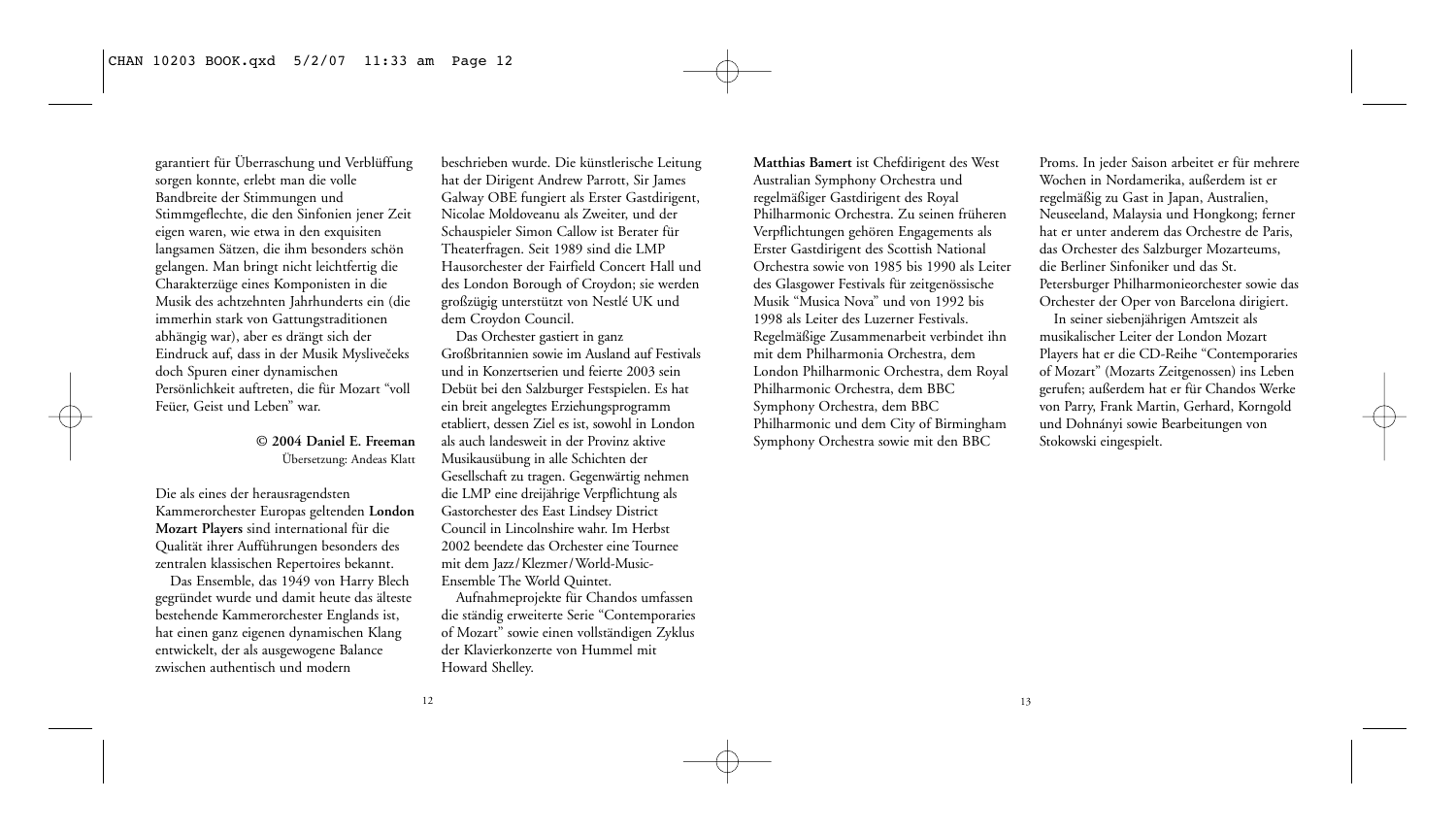garantiert für Überraschung und Verblüffung sorgen konnte, erlebt man die volle Bandbreite der Stimmungen und Stimmgeflechte, die den Sinfonien jener Zeit eigen waren, wie etwa in den exquisiten langsamen Sätzen, die ihm besonders schön gelangen. Man bringt nicht leichtfertig die Charakterzüge eines Komponisten in die Musik des achtzehnten Jahrhunderts ein (die immerhin stark von Gattungstraditionen abhängig war), aber es drängt sich der Eindruck auf, dass in der Musik Myslivečeks doch Spuren einer dynamischen Persönlichkeit auftreten, die für Mozart "voll Feüer, Geist und Leben" war.

**© 2004 Daniel E. Freeman**
Übersetzung: Andeas Klatt

Die als eines der herausragendsten Kammerorchester Europas geltenden **London Mozart Players** sind international für die Qualität ihrer Aufführungen besonders des zentralen klassischen Repertoires bekannt.

Das Ensemble, das 1949 von Harry Blech gegründet wurde und damit heute das älteste bestehende Kammerorchester Englands ist, hat einen ganz eigenen dynamischen Klang entwickelt, der als ausgewogene Balance zwischen authentisch und modern beschrieben wurde. Die künstlerische Leitung hat der Dirigent Andrew Parrott, Sir James Galway OBE fungiert als Erster Gastdirigent, Nicolae Moldoveanu als Zweiter, und der Schauspieler Simon Callow ist Berater für Theaterfragen. Seit 1989 sind die LMP Hausorchester der Fairfield Concert Hall und des London Borough of Croydon; sie werden großzügig unterstützt von Nestlé UK und dem Croydon Council.

Das Orchester gastiert in ganz Großbritannien sowie im Ausland auf Festivals und in Konzertserien und feierte 2003 sein Debüt bei den Salzburger Festspielen. Es hat ein breit angelegtes Erziehungsprogramm etabliert, dessen Ziel es ist, sowohl in London als auch landesweit in der Provinz aktive Musikausübung in alle Schichten der Gesellschaft zu tragen. Gegenwärtig nehmen die LMP eine dreijährige Verpflichtung als Gastorchester des East Lindsey District Council in Lincolnshire wahr. Im Herbst 2002 beendete das Orchester eine Tournee mit dem Jazz/Klezmer/World-Music-Ensemble The World Quintet.

Aufnahmeprojekte für Chandos umfassen die ständig erweiterte Serie "Contemporaries of Mozart" sowie einen vollständigen Zyklus der Klavierkonzerte von Hummel mit Howard Shelley.

**Matthias Bamert** ist Chefdirigent des West Australian Symphony Orchestra und regelmäßiger Gastdirigent des Royal Philharmonic Orchestra. Zu seinen früheren Verpflichtungen gehören Engagements als Erster Gastdirigent des Scottish National Orchestra sowie von 1985 bis 1990 als Leiter des Glasgower Festivals für zeitgenössische Musik "Musica Nova" und von 1992 bis 1998 als Leiter des Luzerner Festivals. Regelmäßige Zusammenarbeit verbindet ihn mit dem Philharmonia Orchestra, dem London Philharmonic Orchestra, dem Royal Philharmonic Orchestra, dem BBC Symphony Orchestra, dem BBC Philharmonic und dem City of Birmingham Symphony Orchestra sowie mit den BBC Proms. In jeder Saison arbeitet er für mehrere Wochen in Nordamerika, außerdem ist er regelmäßig zu Gast in Japan, Australien, Neuseeland, Malaysia und Hongkong; ferner hat er unter anderem das Orchestre de Paris, das Orchester des Salzburger Mozarteums, die Berliner Sinfoniker und das St. Petersburger Philharmonieorchester sowie das Orchester der Oper von Barcelona dirigiert.

In seiner siebenjährigen Amtszeit als musikalischer Leiter der London Mozart Players hat er die CD-Reihe "Contemporaries of Mozart" (Mozarts Zeitgenossen) ins Leben gerufen; außerdem hat er für Chandos Werke von Parry, Frank Martin, Gerhard, Korngold und Dohnányi sowie Bearbeitungen von Stokowski eingespielt.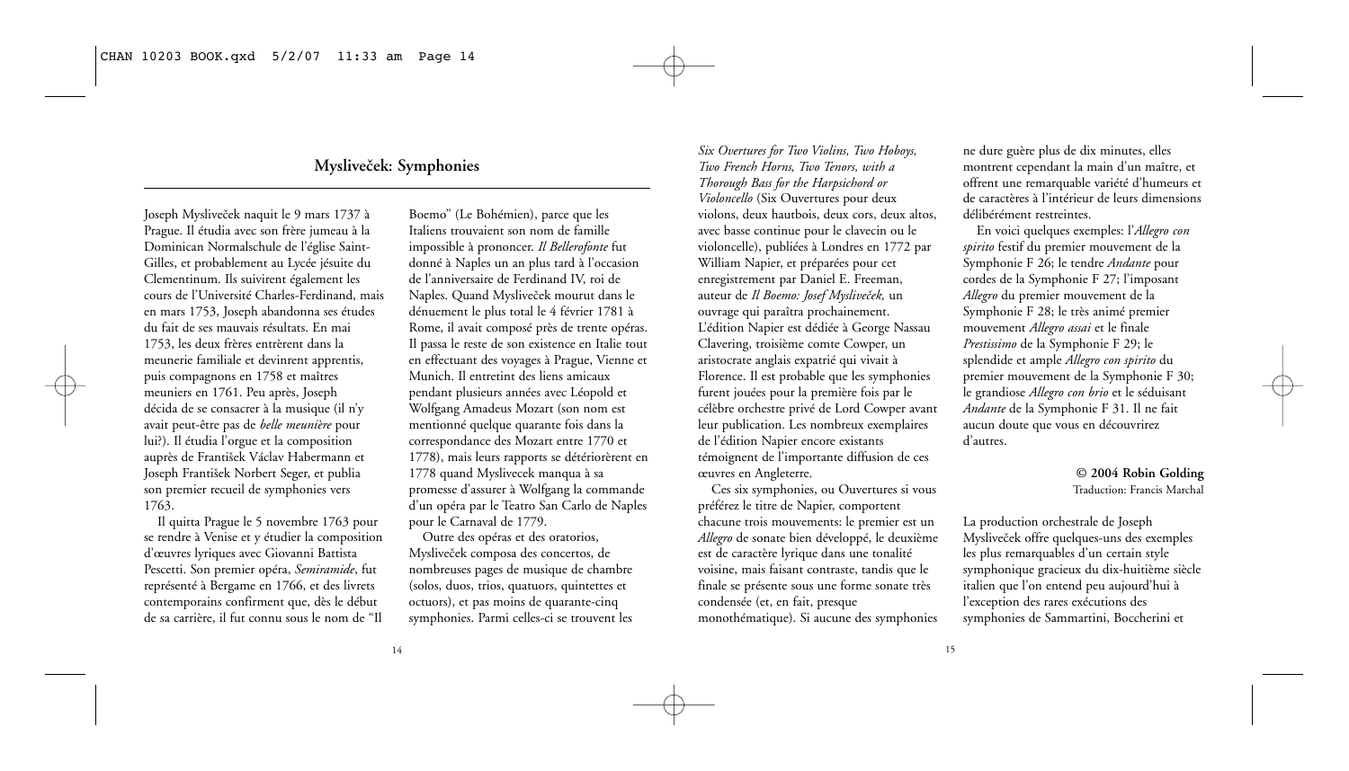## Mysliveček: Symphonies

Joseph Mysliveček naquit le 9 mars 1737 à Prague. Il étudia avec son frère jumeau à la Dominican Normalschule de l'église Saint-Gilles, et probablement au Lycée jésuite du Clementinum. Ils suivirent également les cours de l'Université Charles-Ferdinand, mais en mars 1753, Joseph abandonna ses études du fait de ses mauvais résultats. En mai 1753, les deux frères entrèrent dans la meunerie familiale et devinrent apprentis, puis compagnons en 1758 et maîtres meuniers en 1761. Peu après, Joseph décida de se consacrer à la musique (il n'y avait peut-être pas de *belle meunière* pour lui?). Il étudia l'orgue et la composition auprès de František Václav Habermann et Joseph František Norbert Seger, et publia son premier recueil de symphonies vers 1763.

Il quitta Prague le 5 novembre 1763 pour se rendre à Venise et y étudier la composition d'œuvres lyriques avec Giovanni Battista Pescetti. Son premier opéra, *Semiramide*, fut représenté à Bergame en 1766, et des livrets contemporains confirment que, dès le début de sa carrière, il fut connu sous le nom de "Il Boemo" (Le Bohémien), parce que les Italiens trouvaient son nom de famille impossible à prononcer. *Il Bellerofonte* fut donné à Naples un an plus tard à l'occasion de l'anniversaire de Ferdinand IV, roi de Naples. Quand Mysliveček mourut dans le dénuement le plus total le 4 février 1781 à Rome, il avait composé près de trente opéras. Il passa le reste de son existence en Italie tout en effectuant des voyages à Prague, Vienne et Munich. Il entretint des liens amicaux pendant plusieurs années avec Léopold et Wolfgang Amadeus Mozart (son nom est mentionné quelque quarante fois dans la correspondance des Mozart entre 1770 et 1778), mais leurs rapports se détériorèrent en 1778 quand Myslivecek manqua à sa promesse d'assurer à Wolfgang la commande d'un opéra par le Teatro San Carlo de Naples pour le Carnaval de 1779.

Outre des opéras et des oratorios, Mysliveček composa des concertos, de nombreuses pages de musique de chambre (solos, duos, trios, quatuors, quintettes et octuors), et pas moins de quarante-cinq symphonies. Parmi celles-ci se trouvent les *Six Overtures for Two Violins, Two Hoboys, Two French Horns, Two Tenors, with a Thorough Bass for the Harpsichord or Violoncello* (Six Ouvertures pour deux violons, deux hautbois, deux cors, deux altos, avec basse continue pour le clavecin ou le violoncelle), publiées à Londres en 1772 par William Napier, et préparées pour cet enregistrement par Daniel E. Freeman, auteur de *Il Boemo: Josef Mysliveček,* un ouvrage qui paraîtra prochainement. L'édition Napier est dédiée à George Nassau Clavering, troisième comte Cowper, un aristocrate anglais expatrié qui vivait à Florence. Il est probable que les symphonies furent jouées pour la première fois par le célèbre orchestre privé de Lord Cowper avant leur publication. Les nombreux exemplaires de l'édition Napier encore existants témoignent de l'importante diffusion de ces œuvres en Angleterre.

Ces six symphonies, ou Ouvertures si vous préférez le titre de Napier, comportent chacune trois mouvements: le premier est un *Allegro* de sonate bien développé, le deuxième est de caractère lyrique dans une tonalité voisine, mais faisant contraste, tandis que le finale se présente sous une forme sonate très condensée (et, en fait, presque monothématique). Si aucune des symphonies ne dure guère plus de dix minutes, elles montrent cependant la main d'un maître, et offrent une remarquable variété d'humeurs et de caractères à l'intérieur de leurs dimensions délibérément restreintes.

En voici quelques exemples: l'*Allegro con spirito* festif du premier mouvement de la Symphonie F 26; le tendre *Andante* pour cordes de la Symphonie F 27; l'imposant *Allegro* du premier mouvement de la Symphonie F 28; le très animé premier mouvement *Allegro assai* et le finale *Prestissimo* de la Symphonie F 29; le splendide et ample *Allegro con spirito* du premier mouvement de la Symphonie F 30; le grandiose *Allegro con brio* et le séduisant *Andante* de la Symphonie F 31. Il ne fait aucun doute que vous en découvrirez d'autres.

**© 2004 Robin Golding**
Traduction: Francis Marchal

La production orchestrale de Joseph Mysliveček offre quelques-uns des exemples les plus remarquables d'un certain style symphonique gracieux du dix-huitième siècle italien que l'on entend peu aujourd'hui à l'exception des rares exécutions des symphonies de Sammartini, Boccherini et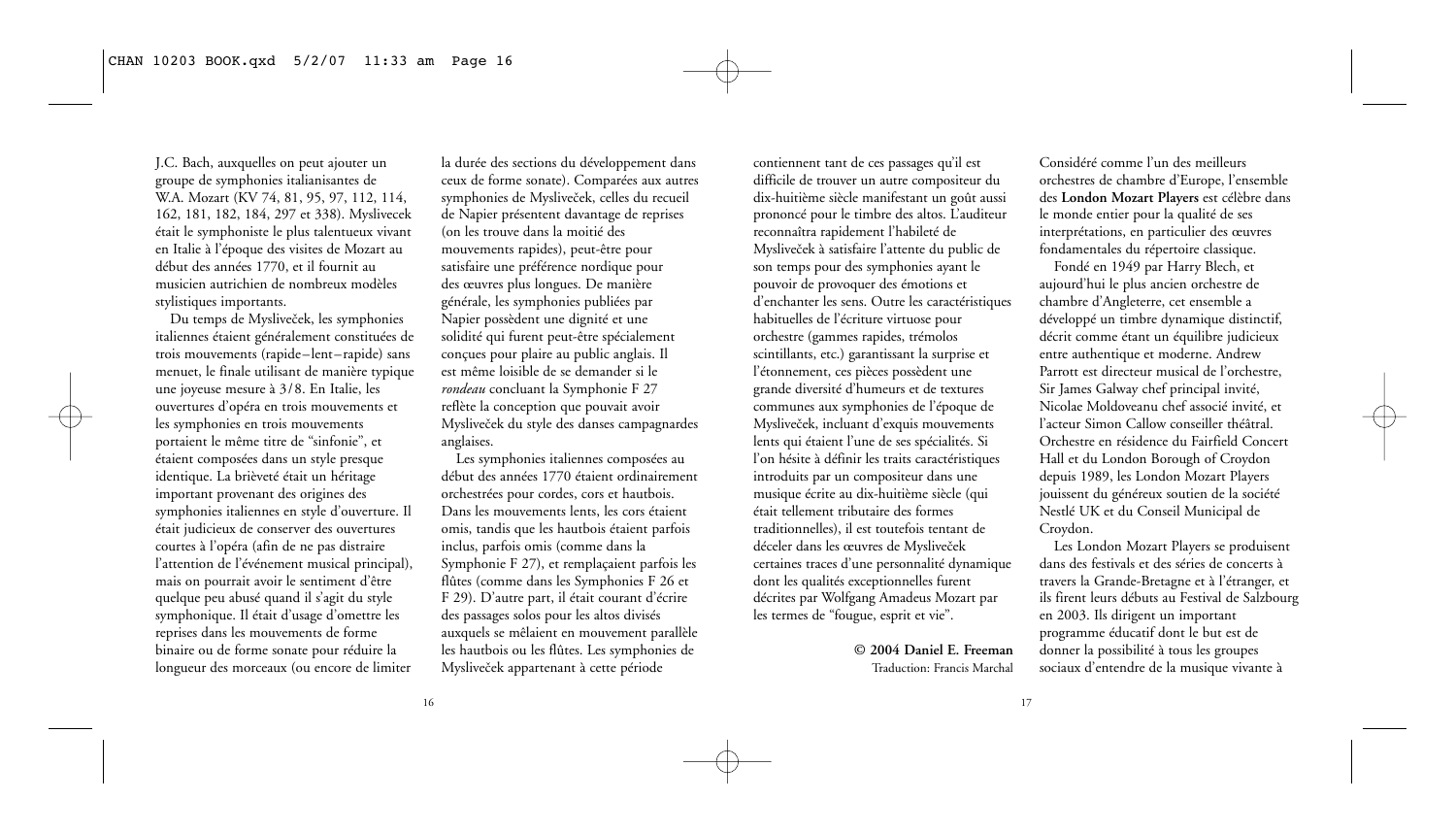J.C. Bach, auxquelles on peut ajouter un groupe de symphonies italianisantes de W.A. Mozart (KV 74, 81, 95, 97, 112, 114, 162, 181, 182, 184, 297 et 338). Myslivecek était le symphoniste le plus talentueux vivant en Italie à l'époque des visites de Mozart au début des années 1770, et il fournit au musicien autrichien de nombreux modèles stylistiques importants.

Du temps de Mysliveček, les symphonies italiennes étaient généralement constituées de trois mouvements (rapide–lent–rapide) sans menuet, le finale utilisant de manière typique une joyeuse mesure à 3/8. En Italie, les ouvertures d'opéra en trois mouvements et les symphonies en trois mouvements portaient le même titre de "sinfonie", et étaient composées dans un style presque identique. La brièveté était un héritage important provenant des origines des symphonies italiennes en style d'ouverture. Il était judicieux de conserver des ouvertures courtes à l'opéra (afin de ne pas distraire l'attention de l'événement musical principal), mais on pourrait avoir le sentiment d'être quelque peu abusé quand il s'agit du style symphonique. Il était d'usage d'omettre les reprises dans les mouvements de forme binaire ou de forme sonate pour réduire la longueur des morceaux (ou encore de limiter la durée des sections du développement dans ceux de forme sonate). Comparées aux autres symphonies de Mysliveček, celles du recueil de Napier présentent davantage de reprises (on les trouve dans la moitié des mouvements rapides), peut-être pour satisfaire une préférence nordique pour des œuvres plus longues. De manière générale, les symphonies publiées par Napier possèdent une dignité et une solidité qui furent peut-être spécialement conçues pour plaire au public anglais. Il est même loisible de se demander si le *rondeau* concluant la Symphonie F 27 reflète la conception que pouvait avoir Mysliveček du style des danses campagnardes anglaises.

Les symphonies italiennes composées au début des années 1770 étaient ordinairement orchestrées pour cordes, cors et hautbois. Dans les mouvements lents, les cors étaient omis, tandis que les hautbois étaient parfois inclus, parfois omis (comme dans la Symphonie F 27), et remplaçaient parfois les flûtes (comme dans les Symphonies F 26 et F 29). D'autre part, il était courant d'écrire des passages solos pour les altos divisés auxquels se mêlaient en mouvement parallèle les hautbois ou les flûtes. Les symphonies de Mysliveček appartenant à cette période contiennent tant de ces passages qu'il est difficile de trouver un autre compositeur du dix-huitième siècle manifestant un goût aussi prononcé pour le timbre des altos. L'auditeur reconnaîtra rapidement l'habileté de Mysliveček à satisfaire l'attente du public de son temps pour des symphonies ayant le pouvoir de provoquer des émotions et d'enchanter les sens. Outre les caractéristiques habituelles de l'écriture virtuose pour orchestre (gammes rapides, trémolos scintillants, etc.) garantissant la surprise et l'étonnement, ces pièces possèdent une grande diversité d'humeurs et de textures communes aux symphonies de l'époque de Mysliveček, incluant d'exquis mouvements lents qui étaient l'une de ses spécialités. Si l'on hésite à définir les traits caractéristiques introduits par un compositeur dans une musique écrite au dix-huitième siècle (qui était tellement tributaire des formes traditionnelles), il est toutefois tentant de déceler dans les œuvres de Mysliveček certaines traces d'une personnalité dynamique dont les qualités exceptionnelles furent décrites par Wolfgang Amadeus Mozart par les termes de "fougue, esprit et vie".

**© 2004 Daniel E. Freeman**
Traduction: Francis Marchal

Considéré comme l'un des meilleurs orchestres de chambre d'Europe, l'ensemble des **London Mozart Players** est célèbre dans le monde entier pour la qualité de ses interprétations, en particulier des œuvres fondamentales du répertoire classique.

Fondé en 1949 par Harry Blech, et aujourd'hui le plus ancien orchestre de chambre d'Angleterre, cet ensemble a développé un timbre dynamique distinctif, décrit comme étant un équilibre judicieux entre authentique et moderne. Andrew Parrott est directeur musical de l'orchestre, Sir James Galway chef principal invité, Nicolae Moldoveanu chef associé invité, et l'acteur Simon Callow conseiller théâtral. Orchestre en résidence du Fairfield Concert Hall et du London Borough of Croydon depuis 1989, les London Mozart Players jouissent du généreux soutien de la société Nestlé UK et du Conseil Municipal de Croydon.

Les London Mozart Players se produisent dans des festivals et des séries de concerts à travers la Grande-Bretagne et à l'étranger, et ils firent leurs débuts au Festival de Salzbourg en 2003. Ils dirigent un important programme éducatif dont le but est de donner la possibilité à tous les groupes sociaux d'entendre de la musique vivante à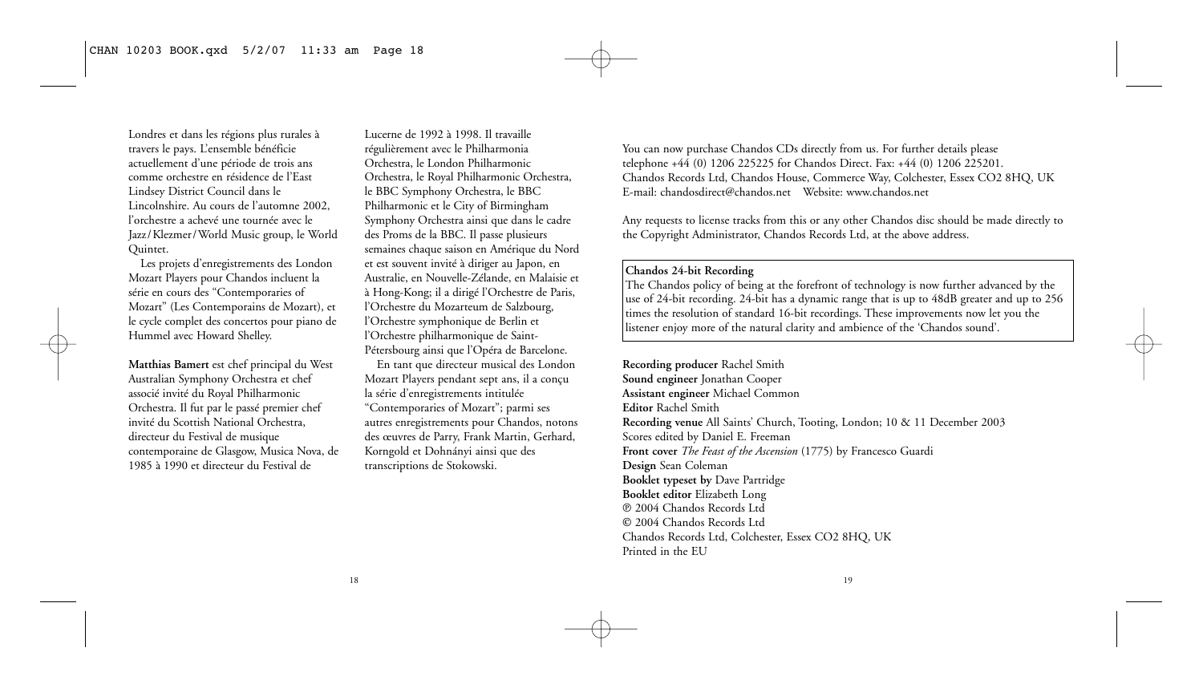Londres et dans les régions plus rurales à travers le pays. L'ensemble bénéficie actuellement d'une période de trois ans comme orchestre en résidence de l'East Lindsey District Council dans le Lincolnshire. Au cours de l'automne 2002, l'orchestre a achevé une tournée avec le Jazz/Klezmer/World Music group, le World Quintet.

Les projets d'enregistrements des London Mozart Players pour Chandos incluent la série en cours des "Contemporaries of Mozart" (Les Contemporains de Mozart), et le cycle complet des concertos pour piano de Hummel avec Howard Shelley.

**Matthias Bamert** est chef principal du West Australian Symphony Orchestra et chef associé invité du Royal Philharmonic Orchestra. Il fut par le passé premier chef invité du Scottish National Orchestra, directeur du Festival de musique contemporaine de Glasgow, Musica Nova, de 1985 à 1990 et directeur du Festival de Lucerne de 1992 à 1998. Il travaille régulièrement avec le Philharmonia Orchestra, le London Philharmonic Orchestra, le Royal Philharmonic Orchestra, le BBC Symphony Orchestra, le BBC Philharmonic et le City of Birmingham Symphony Orchestra ainsi que dans le cadre des Proms de la BBC. Il passe plusieurs semaines chaque saison en Amérique du Nord et est souvent invité à diriger au Japon, en Australie, en Nouvelle-Zélande, en Malaisie et à Hong-Kong; il a dirigé l'Orchestre de Paris, l'Orchestre du Mozarteum de Salzbourg, l'Orchestre symphonique de Berlin et l'Orchestre philharmonique de Saint-Pétersbourg ainsi que l'Opéra de Barcelone.

En tant que directeur musical des London Mozart Players pendant sept ans, il a conçu la série d'enregistrements intitulée "Contemporaries of Mozart"; parmi ses autres enregistrements pour Chandos, notons des œuvres de Parry, Frank Martin, Gerhard, Korngold et Dohnányi ainsi que des transcriptions de Stokowski.

You can now purchase Chandos CDs directly from us. For further details please telephone +44 (0) 1206 225225 for Chandos Direct. Fax: +44 (0) 1206 225201.
Chandos Records Ltd, Chandos House, Commerce Way, Colchester, Essex CO2 8HQ, UK
E-mail: chandosdirect@chandos.net  Website: www.chandos.net

Any requests to license tracks from this or any other Chandos disc should be made directly to the Copyright Administrator, Chandos Records Ltd, at the above address.

**Chandos 24-bit Recording**
The Chandos policy of being at the forefront of technology is now further advanced by the use of 24-bit recording. 24-bit has a dynamic range that is up to 48dB greater and up to 256 times the resolution of standard 16-bit recordings. These improvements now let you the listener enjoy more of the natural clarity and ambience of the 'Chandos sound'.

**Recording producer** Rachel Smith
**Sound engineer** Jonathan Cooper
**Assistant engineer** Michael Common
**Editor** Rachel Smith
**Recording venue** All Saints' Church, Tooting, London; 10 & 11 December 2003
Scores edited by Daniel E. Freeman
**Front cover** *The Feast of the Ascension* (1775) by Francesco Guardi
**Design** Sean Coleman
**Booklet typeset by** Dave Partridge
**Booklet editor** Elizabeth Long
℗ 2004 Chandos Records Ltd
© 2004 Chandos Records Ltd
Chandos Records Ltd, Colchester, Essex CO2 8HQ, UK
Printed in the EU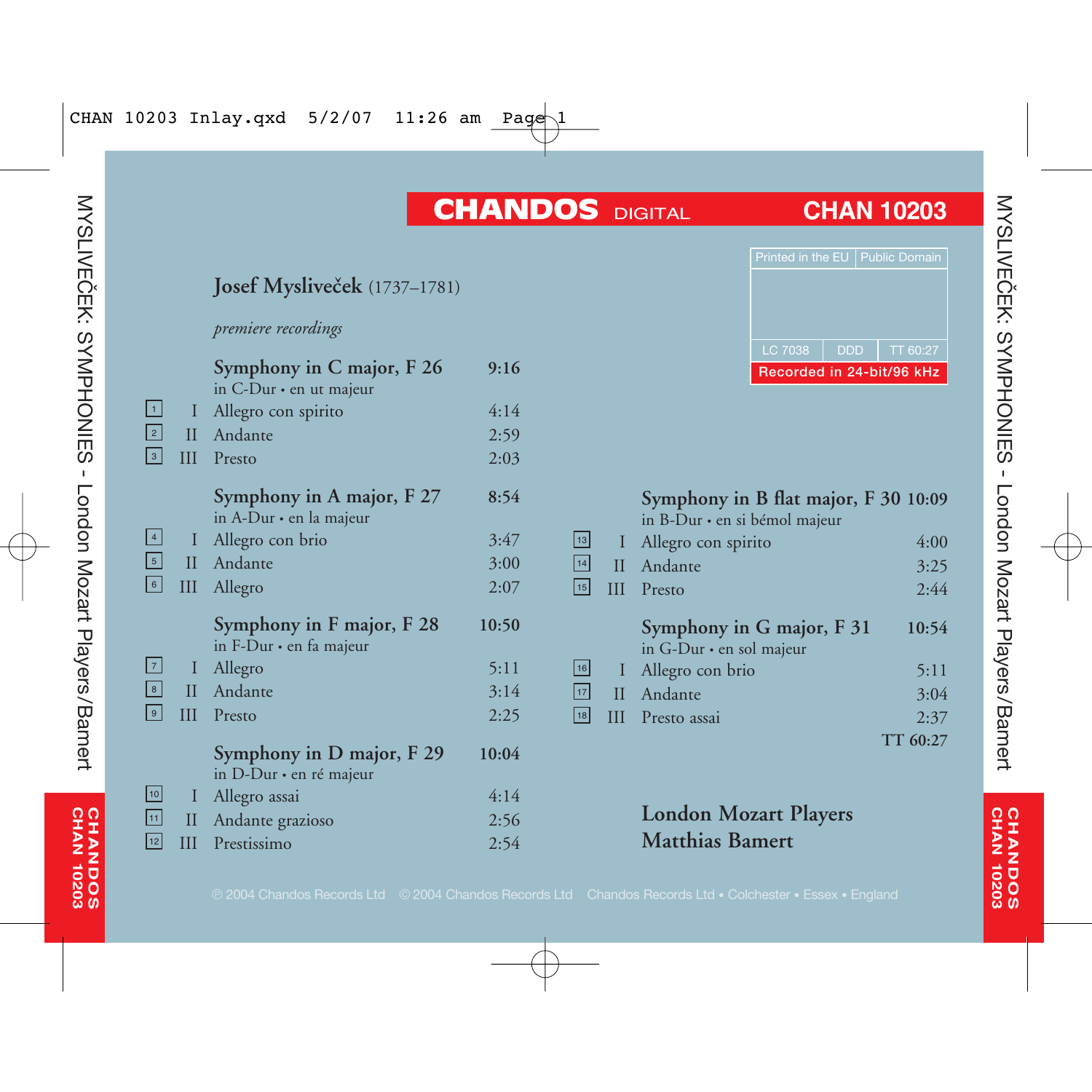**CHANDOS** DIGITAL **CHAN 10203**

Printed in the EU | Public Domain

LC 7038 | DDD | TT 60:27

Recorded in 24-bit/96 kHz

# Josef Mysliveček (1737–1781)

*premiere recordings*

| | | | |
|---|---|---|---|
| | | **Symphony in C major, F 26** | **9:16** |
| | | in C-Dur • en ut majeur | |
| 1 | I | Allegro con spirito | 4:14 |
| 2 | II | Andante | 2:59 |
| 3 | III | Presto | 2:03 |
| | | **Symphony in A major, F 27** | **8:54** |
| | | in A-Dur • en la majeur | |
| 4 | I | Allegro con brio | 3:47 |
| 5 | II | Andante | 3:00 |
| 6 | III | Allegro | 2:07 |
| | | **Symphony in F major, F 28** | **10:50** |
| | | in F-Dur • en fa majeur | |
| 7 | I | Allegro | 5:11 |
| 8 | II | Andante | 3:14 |
| 9 | III | Presto | 2:25 |
| | | **Symphony in D major, F 29** | **10:04** |
| | | in D-Dur • en ré majeur | |
| 10 | I | Allegro assai | 4:14 |
| 11 | II | Andante grazioso | 2:56 |
| 12 | III | Prestissimo | 2:54 |
| | | **Symphony in B flat major, F 30** | **10:09** |
| | | in B-Dur • en si bémol majeur | |
| 13 | I | Allegro con spirito | 4:00 |
| 14 | II | Andante | 3:25 |
| 15 | III | Presto | 2:44 |
| | | **Symphony in G major, F 31** | **10:54** |
| | | in G-Dur • en sol majeur | |
| 16 | I | Allegro con brio | 5:11 |
| 17 | II | Andante | 3:04 |
| 18 | III | Presto assai | 2:37 |
| | | | TT 60:27 |

**London Mozart Players**
**Matthias Bamert**

℗ 2004 Chandos Records Ltd © 2004 Chandos Records Ltd Chandos Records Ltd • Colchester • Essex • England

MYSLIVEČEK: SYMPHONIES - London Mozart Players/Bamert

CHANDOS CHAN 10203